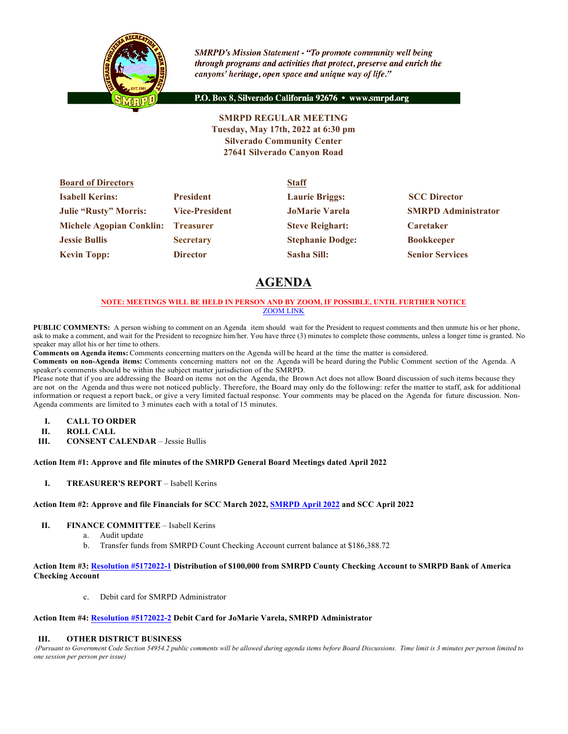*SMRPD's Mission Statement - "To promote community well being through programs and activities that protect, preserve and enrich the canyons' heritage, open space and unique way of life."*

**P.O. Box 8, Silverado California 92676 • www.smrpd.org**

**SMRPD REGULAR MEETING**
**Tuesday, May 17th, 2022 at 6:30 pm**
**Silverado Community Center**
**27641 Silverado Canyon Road**

| **Board of Directors** | | **Staff** | |
|---|---|---|---|
| **Isabell Kerins:** | **President** | **Laurie Briggs:** | **SCC Director** |
| **Julie "Rusty" Morris:** | **Vice-President** | **JoMarie Varela** | **SMRPD Administrator** |
| **Michele Agopian Conklin:** | **Treasurer** | **Steve Reighart:** | **Caretaker** |
| **Jessie Bullis** | **Secretary** | **Stephanie Dodge:** | **Bookkeeper** |
| **Kevin Topp:** | **Director** | **Sasha Sill:** | **Senior Services** |

# AGENDA

**NOTE: MEETINGS WILL BE HELD IN PERSON AND BY ZOOM, IF POSSIBLE, UNTIL FURTHER NOTICE**
ZOOM LINK

**PUBLIC COMMENTS:** A person wishing to comment on an Agenda item should wait for the President to request comments and then unmute his or her phone, ask to make a comment, and wait for the President to recognize him/her. You have three (3) minutes to complete those comments, unless a longer time is granted. No speaker may allot his or her time to others.

**Comments on Agenda items:** Comments concerning matters on the Agenda will be heard at the time the matter is considered.

**Comments on non-Agenda items:** Comments concerning matters not on the Agenda will be heard during the Public Comment section of the Agenda. A speaker's comments should be within the subject matter jurisdiction of the SMRPD.

Please note that if you are addressing the Board on items not on the Agenda, the Brown Act does not allow Board discussion of such items because they are not on the Agenda and thus were not noticed publicly. Therefore, the Board may only do the following: refer the matter to staff, ask for additional information or request a report back, or give a very limited factual response. Your comments may be placed on the Agenda for future discussion. Non-Agenda comments are limited to 3 minutes each with a total of 15 minutes.

I. **CALL TO ORDER**
II. **ROLL CALL**
III. **CONSENT CALENDAR** – Jessie Bullis

**Action Item #1: Approve and file minutes of the SMRPD General Board Meetings dated April 2022**

I. **TREASURER'S REPORT** – Isabell Kerins

**Action Item #2: Approve and file Financials for SCC March 2022, SMRPD April 2022 and SCC April 2022**

II. **FINANCE COMMITTEE** – Isabell Kerins
   a. Audit update
   b. Transfer funds from SMRPD Count Checking Account current balance at $186,388.72

**Action Item #3: Resolution #5172022-1 Distribution of $100,000 from SMRPD County Checking Account to SMRPD Bank of America Checking Account**

   c. Debit card for SMRPD Administrator

**Action Item #4: Resolution #5172022-2 Debit Card for JoMarie Varela, SMRPD Administrator**

III. **OTHER DISTRICT BUSINESS**

*(Pursuant to Government Code Section 54954.2 public comments will be allowed during agenda items before Board Discussions. Time limit is 3 minutes per person limited to one session per person per issue)*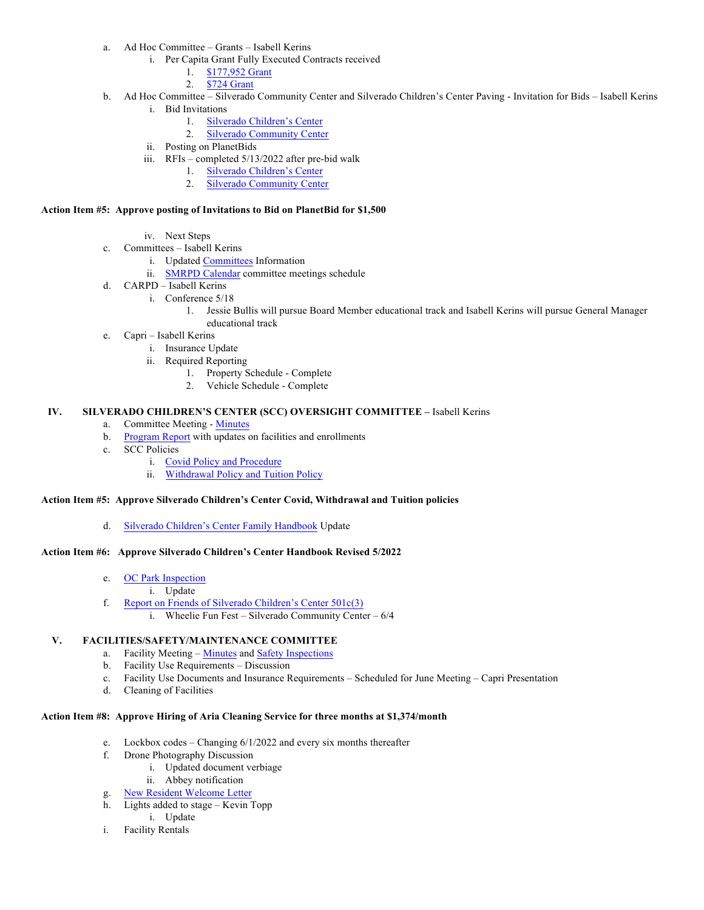a. Ad Hoc Committee – Grants – Isabell Kerins
    i. Per Capita Grant Fully Executed Contracts received
        1. $177,952 Grant
        2. $724 Grant

b. Ad Hoc Committee – Silverado Community Center and Silverado Children's Center Paving - Invitation for Bids – Isabell Kerins
    i. Bid Invitations
        1. Silverado Children's Center
        2. Silverado Community Center
    ii. Posting on PlanetBids
    iii. RFIs – completed 5/13/2022 after pre-bid walk
        1. Silverado Children's Center
        2. Silverado Community Center

**Action Item #5: Approve posting of Invitations to Bid on PlanetBid for $1,500**

    iv. Next Steps

c. Committees – Isabell Kerins
    i. Updated Committees Information
    ii. SMRPD Calendar committee meetings schedule

d. CARPD – Isabell Kerins
    i. Conference 5/18
        1. Jessie Bullis will pursue Board Member educational track and Isabell Kerins will pursue General Manager educational track

e. Capri – Isabell Kerins
    i. Insurance Update
    ii. Required Reporting
        1. Property Schedule - Complete
        2. Vehicle Schedule - Complete

## IV. SILVERADO CHILDREN'S CENTER (SCC) OVERSIGHT COMMITTEE – Isabell Kerins

a. Committee Meeting - Minutes

b. Program Report with updates on facilities and enrollments

c. SCC Policies
    i. Covid Policy and Procedure
    ii. Withdrawal Policy and Tuition Policy

**Action Item #5: Approve Silverado Children's Center Covid, Withdrawal and Tuition policies**

d. Silverado Children's Center Family Handbook Update

**Action Item #6: Approve Silverado Children's Center Handbook Revised 5/2022**

e. OC Park Inspection
    i. Update

f. Report on Friends of Silverado Children's Center 501c(3)
    i. Wheelie Fun Fest – Silverado Community Center – 6/4

## V. FACILITIES/SAFETY/MAINTENANCE COMMITTEE

a. Facility Meeting – Minutes and Safety Inspections

b. Facility Use Requirements – Discussion

c. Facility Use Documents and Insurance Requirements – Scheduled for June Meeting – Capri Presentation

d. Cleaning of Facilities

**Action Item #8: Approve Hiring of Aria Cleaning Service for three months at $1,374/month**

e. Lockbox codes – Changing 6/1/2022 and every six months thereafter

f. Drone Photography Discussion
    i. Updated document verbiage
    ii. Abbey notification

g. New Resident Welcome Letter

h. Lights added to stage – Kevin Topp
    i. Update

i. Facility Rentals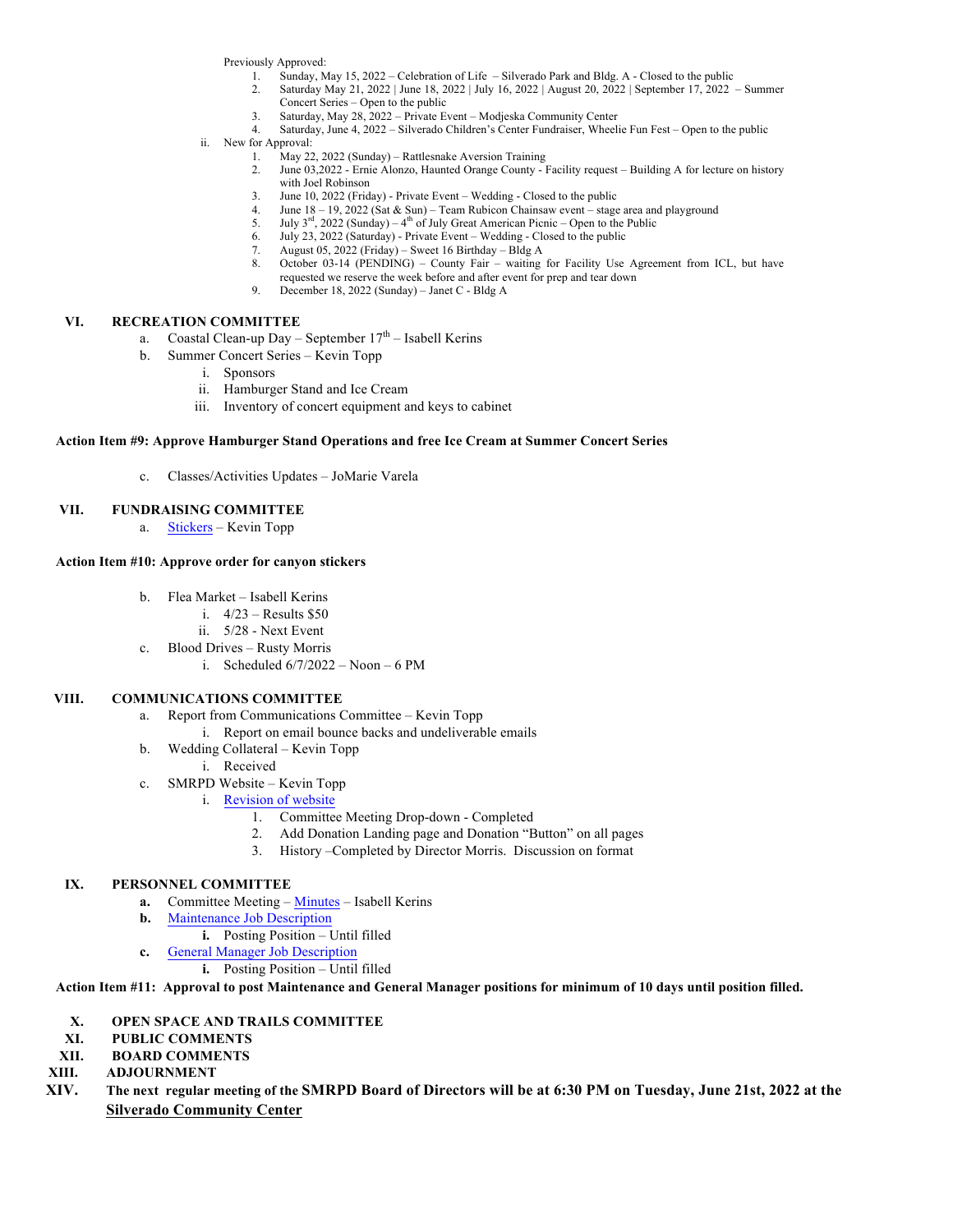Previously Approved:

1. Sunday, May 15, 2022 – Celebration of Life – Silverado Park and Bldg. A - Closed to the public
2. Saturday May 21, 2022 | June 18, 2022 | July 16, 2022 | August 20, 2022 | September 17, 2022 – Summer Concert Series – Open to the public
3. Saturday, May 28, 2022 – Private Event – Modjeska Community Center
4. Saturday, June 4, 2022 – Silverado Children's Center Fundraiser, Wheelie Fun Fest – Open to the public

ii. New for Approval:

1. May 22, 2022 (Sunday) – Rattlesnake Aversion Training
2. June 03,2022 - Ernie Alonzo, Haunted Orange County - Facility request – Building A for lecture on history with Joel Robinson
3. June 10, 2022 (Friday) - Private Event – Wedding - Closed to the public
4. June 18 – 19, 2022 (Sat & Sun) – Team Rubicon Chainsaw event – stage area and playground
5. July 3rd, 2022 (Sunday) – 4th of July Great American Picnic – Open to the Public
6. July 23, 2022 (Saturday) - Private Event – Wedding - Closed to the public
7. August 05, 2022 (Friday) – Sweet 16 Birthday – Bldg A
8. October 03-14 (PENDING) – County Fair – waiting for Facility Use Agreement from ICL, but have requested we reserve the week before and after event for prep and tear down
9. December 18, 2022 (Sunday) – Janet C - Bldg A

## VI. RECREATION COMMITTEE

a. Coastal Clean-up Day – September 17th – Isabell Kerins

b. Summer Concert Series – Kevin Topp
   - i. Sponsors
   - ii. Hamburger Stand and Ice Cream
   - iii. Inventory of concert equipment and keys to cabinet

**Action Item #9: Approve Hamburger Stand Operations and free Ice Cream at Summer Concert Series**

c. Classes/Activities Updates – JoMarie Varela

## VII. FUNDRAISING COMMITTEE

a. Stickers – Kevin Topp

**Action Item #10: Approve order for canyon stickers**

b. Flea Market – Isabell Kerins
   - i. 4/23 – Results $50
   - ii. 5/28 - Next Event

c. Blood Drives – Rusty Morris
   - i. Scheduled 6/7/2022 – Noon – 6 PM

## VIII. COMMUNICATIONS COMMITTEE

a. Report from Communications Committee – Kevin Topp
   - i. Report on email bounce backs and undeliverable emails

b. Wedding Collateral – Kevin Topp
   - i. Received

c. SMRPD Website – Kevin Topp
   - i. Revision of website
     1. Committee Meeting Drop-down - Completed
     2. Add Donation Landing page and Donation "Button" on all pages
     3. History –Completed by Director Morris. Discussion on format

## IX. PERSONNEL COMMITTEE

**a.** Committee Meeting – Minutes – Isabell Kerins

**b.** Maintenance Job Description
   - **i.** Posting Position – Until filled

**c.** General Manager Job Description
   - **i.** Posting Position – Until filled

**Action Item #11: Approval to post Maintenance and General Manager positions for minimum of 10 days until position filled.**

## X. OPEN SPACE AND TRAILS COMMITTEE

## XI. PUBLIC COMMENTS

## XII. BOARD COMMENTS

## XIII. ADJOURNMENT

## XIV. The next regular meeting of the SMRPD Board of Directors will be at 6:30 PM on Tuesday, June 21st, 2022 at the Silverado Community Center